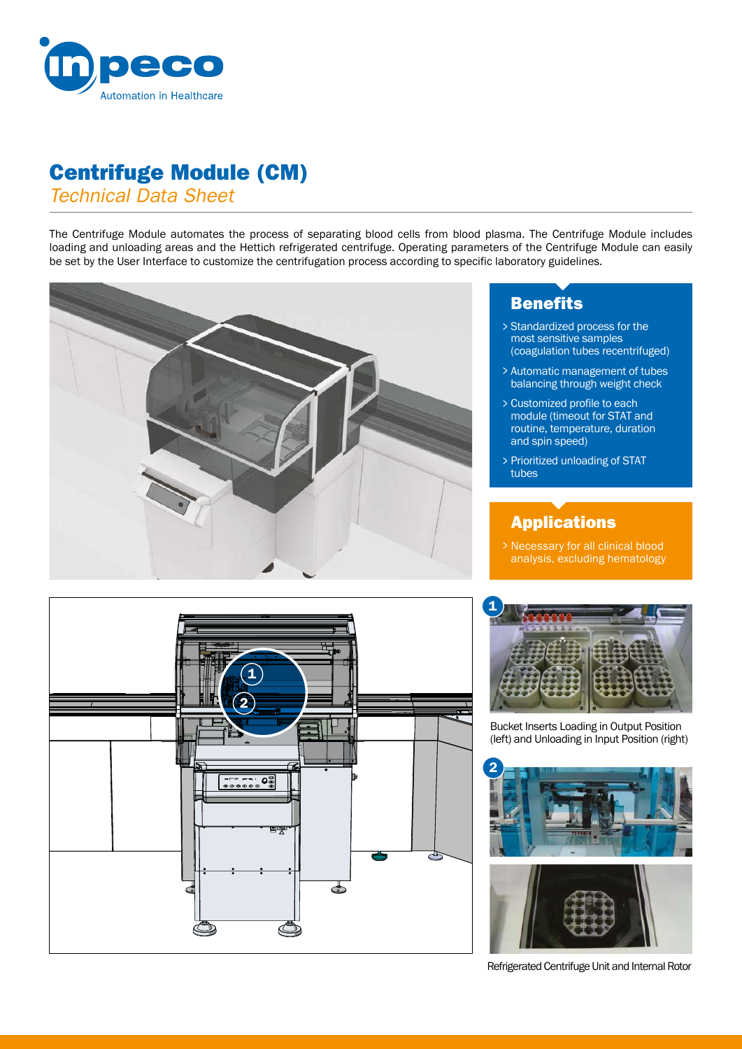# Centrifuge Module (CM)

*Technical Data Sheet*

The Centrifuge Module automates the process of separating blood cells from blood plasma. The Centrifuge Module includes loading and unloading areas and the Hettich refrigerated centrifuge. Operating parameters of the Centrifuge Module can easily be set by the User Interface to customize the centrifugation process according to specific laboratory guidelines.

## Benefits

- Standardized process for the most sensitive samples (coagulation tubes recentrifuged)
- Automatic management of tubes balancing through weight check
- Customized profile to each module (timeout for STAT and routine, temperature, duration and spin speed)
- Prioritized unloading of STAT tubes

## Applications

- Necessary for all clinical blood analysis, excluding hematology

1

Bucket Inserts Loading in Output Position (left) and Unloading in Input Position (right)

2

Refrigerated Centrifuge Unit and Internal Rotor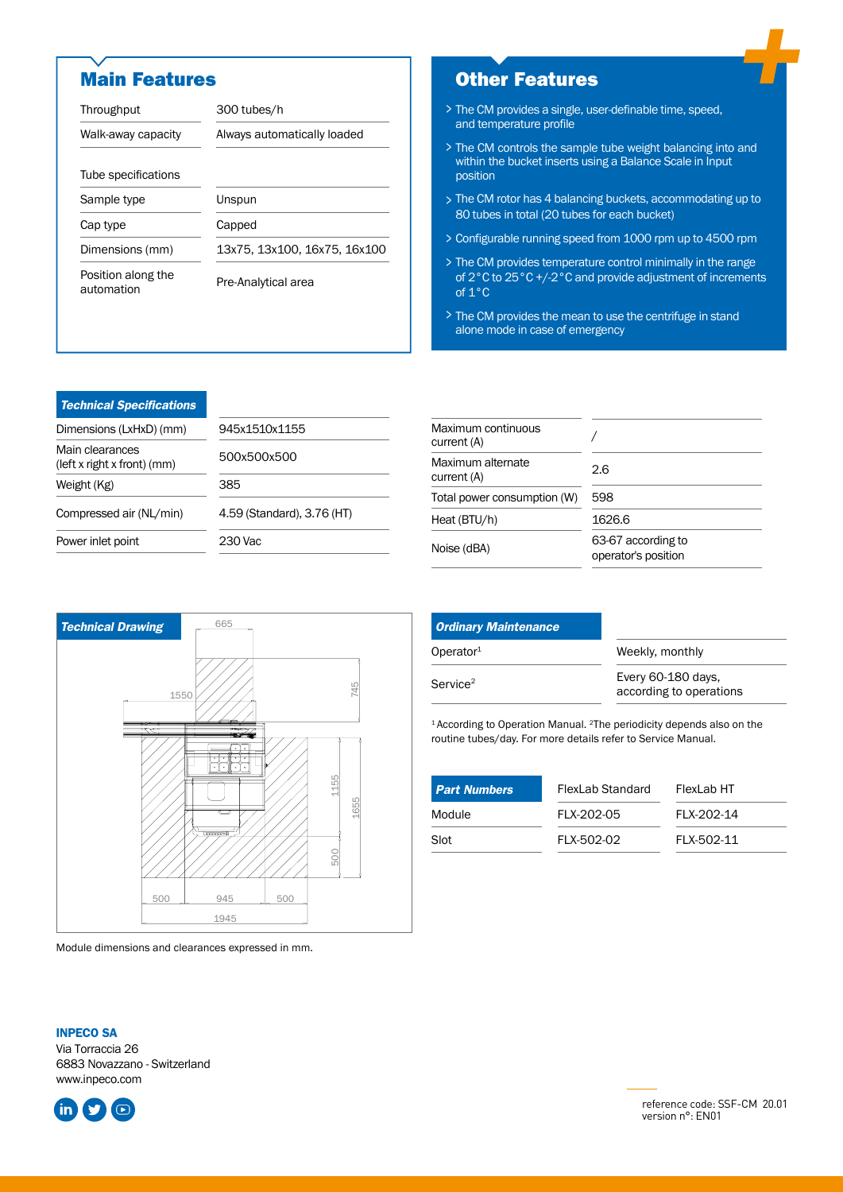## Main Features

| | |
|---|---|
| Throughput | 300 tubes/h |
| Walk-away capacity | Always automatically loaded |
| Tube specifications | |
| Sample type | Unspun |
| Cap type | Capped |
| Dimensions (mm) | 13x75, 13x100, 16x75, 16x100 |
| Position along the automation | Pre-Analytical area |

## Other Features

- The CM provides a single, user-definable time, speed, and temperature profile
- The CM controls the sample tube weight balancing into and within the bucket inserts using a Balance Scale in Input position
- The CM rotor has 4 balancing buckets, accommodating up to 80 tubes in total (20 tubes for each bucket)
- Configurable running speed from 1000 rpm up to 4500 rpm
- The CM provides temperature control minimally in the range of 2°C to 25°C +/-2°C and provide adjustment of increments of 1°C
- The CM provides the mean to use the centrifuge in stand alone mode in case of emergency

### *Technical Specifications*

| | |
|---|---|
| Dimensions (LxHxD) (mm) | 945x1510x1155 |
| Main clearances (left x right x front) (mm) | 500x500x500 |
| Weight (Kg) | 385 |
| Compressed air (NL/min) | 4.59 (Standard), 3.76 (HT) |
| Power inlet point | 230 Vac |
| Maximum continuous current (A) | / |
| Maximum alternate current (A) | 2.6 |
| Total power consumption (W) | 598 |
| Heat (BTU/h) | 1626.6 |
| Noise (dBA) | 63-67 according to operator's position |

### *Technical Drawing*

665
1550
745
1155
1655
500
500
945
500
1945

Module dimensions and clearances expressed in mm.

### *Ordinary Maintenance*

| | |
|---|---|
| Operator[1] | Weekly, monthly |
| Service[2] | Every 60-180 days, according to operations |

[1] According to Operation Manual. [2] The periodicity depends also on the routine tubes/day. For more details refer to Service Manual.

| *Part Numbers* | FlexLab Standard | FlexLab HT |
|---|---|---|
| Module | FLX-202-05 | FLX-202-14 |
| Slot | FLX-502-02 | FLX-502-11 |

**INPECO SA**
Via Torraccia 26
6883 Novazzano - Switzerland
www.inpeco.com

reference code: SSF-CM 20.01
version n°: EN01